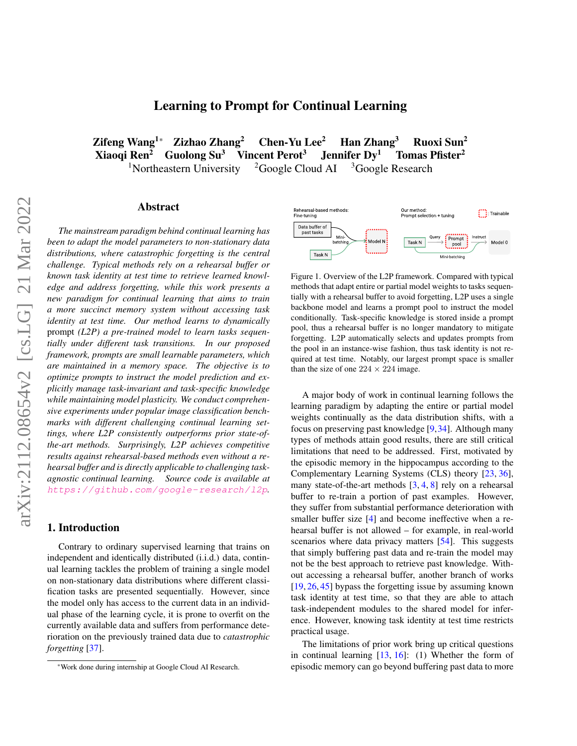# Learning to Prompt for Continual Learning

Zifeng Wang[1]* Zizhao Zhang[2] Chen-Yu Lee[2] Han Zhang[3] Ruoxi Sun[2]
Xiaoqi Ren[2] Guolong Su[3] Vincent Perot[3] Jennifer Dy[1] Tomas Pfister[2]
[1]Northeastern University [2]Google Cloud AI [3]Google Research

## Abstract

*The mainstream paradigm behind continual learning has been to adapt the model parameters to non-stationary data distributions, where catastrophic forgetting is the central challenge. Typical methods rely on a rehearsal buffer or known task identity at test time to retrieve learned knowledge and address forgetting, while this work presents a new paradigm for continual learning that aims to train a more succinct memory system without accessing task identity at test time. Our method learns to dynamically* prompt *(L2P) a pre-trained model to learn tasks sequentially under different task transitions. In our proposed framework, prompts are small learnable parameters, which are maintained in a memory space. The objective is to optimize prompts to instruct the model prediction and explicitly manage task-invariant and task-specific knowledge while maintaining model plasticity. We conduct comprehensive experiments under popular image classification benchmarks with different challenging continual learning settings, where L2P consistently outperforms prior state-of-the-art methods. Surprisingly, L2P achieves competitive results against rehearsal-based methods even without a rehearsal buffer and is directly applicable to challenging task-agnostic continual learning. Source code is available at* https://github.com/google-research/l2p.

## 1. Introduction

Contrary to ordinary supervised learning that trains on independent and identically distributed (i.i.d.) data, continual learning tackles the problem of training a single model on non-stationary data distributions where different classification tasks are presented sequentially. However, since the model only has access to the current data in an individual phase of the learning cycle, it is prone to overfit on the currently available data and suffers from performance deterioration on the previously trained data due to *catastrophic forgetting* [37].

*Work done during internship at Google Cloud AI Research.

Rehearsal-based methods: Fine-tuning — Data buffer of past tasks, Task N, Mini-batching, Model N. Our method: Prompt selection + tuning — Task N, Query, Prompt pool, Instruct, Model 0, Mini-batching. Trainable.

Figure 1. Overview of the L2P framework. Compared with typical methods that adapt entire or partial model weights to tasks sequentially with a rehearsal buffer to avoid forgetting, L2P uses a single backbone model and learns a prompt pool to instruct the model conditionally. Task-specific knowledge is stored inside a prompt pool, thus a rehearsal buffer is no longer mandatory to mitigate forgetting. L2P automatically selects and updates prompts from the pool in an instance-wise fashion, thus task identity is not required at test time. Notably, our largest prompt space is smaller than the size of one $224 \times 224$ image.

A major body of work in continual learning follows the learning paradigm by adapting the entire or partial model weights continually as the data distribution shifts, with a focus on preserving past knowledge [9, 34]. Although many types of methods attain good results, there are still critical limitations that need to be addressed. First, motivated by the episodic memory in the hippocampus according to the Complementary Learning Systems (CLS) theory [23, 36], many state-of-the-art methods [3, 4, 8] rely on a rehearsal buffer to re-train a portion of past examples. However, they suffer from substantial performance deterioration with smaller buffer size [4] and become ineffective when a rehearsal buffer is not allowed – for example, in real-world scenarios where data privacy matters [54]. This suggests that simply buffering past data and re-train the model may not be the best approach to retrieve past knowledge. Without accessing a rehearsal buffer, another branch of works [19, 26, 45] bypass the forgetting issue by assuming known task identity at test time, so that they are able to attach task-independent modules to the shared model for inference. However, knowing task identity at test time restricts practical usage.

The limitations of prior work bring up critical questions in continual learning [13, 16]: (1) Whether the form of episodic memory can go beyond buffering past data to more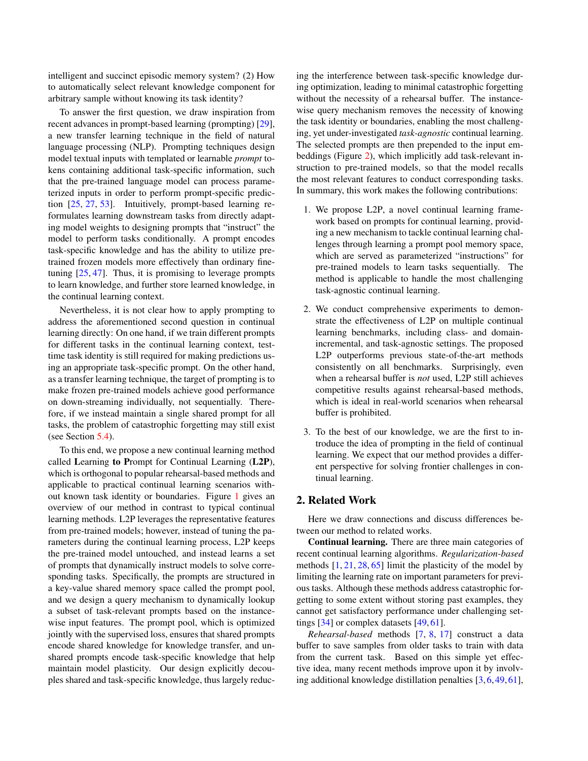intelligent and succinct episodic memory system? (2) How to automatically select relevant knowledge component for arbitrary sample without knowing its task identity?

To answer the first question, we draw inspiration from recent advances in prompt-based learning (prompting) [29], a new transfer learning technique in the field of natural language processing (NLP). Prompting techniques design model textual inputs with templated or learnable *prompt* tokens containing additional task-specific information, such that the pre-trained language model can process parameterized inputs in order to perform prompt-specific prediction [25, 27, 53]. Intuitively, prompt-based learning reformulates learning downstream tasks from directly adapting model weights to designing prompts that "instruct" the model to perform tasks conditionally. A prompt encodes task-specific knowledge and has the ability to utilize pre-trained frozen models more effectively than ordinary fine-tuning [25, 47]. Thus, it is promising to leverage prompts to learn knowledge, and further store learned knowledge, in the continual learning context.

Nevertheless, it is not clear how to apply prompting to address the aforementioned second question in continual learning directly: On one hand, if we train different prompts for different tasks in the continual learning context, test-time task identity is still required for making predictions using an appropriate task-specific prompt. On the other hand, as a transfer learning technique, the target of prompting is to make frozen pre-trained models achieve good performance on down-streaming individually, not sequentially. Therefore, if we instead maintain a single shared prompt for all tasks, the problem of catastrophic forgetting may still exist (see Section 5.4).

To this end, we propose a new continual learning method called **L**earning **to P**rompt for Continual Learning (**L2P**), which is orthogonal to popular rehearsal-based methods and applicable to practical continual learning scenarios without known task identity or boundaries. Figure 1 gives an overview of our method in contrast to typical continual learning methods. L2P leverages the representative features from pre-trained models; however, instead of tuning the parameters during the continual learning process, L2P keeps the pre-trained model untouched, and instead learns a set of prompts that dynamically instruct models to solve corresponding tasks. Specifically, the prompts are structured in a key-value shared memory space called the prompt pool, and we design a query mechanism to dynamically lookup a subset of task-relevant prompts based on the instance-wise input features. The prompt pool, which is optimized jointly with the supervised loss, ensures that shared prompts encode shared knowledge for knowledge transfer, and unshared prompts encode task-specific knowledge that help maintain model plasticity. Our design explicitly decouples shared and task-specific knowledge, thus largely reducing the interference between task-specific knowledge during optimization, leading to minimal catastrophic forgetting without the necessity of a rehearsal buffer. The instance-wise query mechanism removes the necessity of knowing the task identity or boundaries, enabling the most challenging, yet under-investigated *task-agnostic* continual learning. The selected prompts are then prepended to the input embeddings (Figure 2), which implicitly add task-relevant instruction to pre-trained models, so that the model recalls the most relevant features to conduct corresponding tasks. In summary, this work makes the following contributions:

1. We propose L2P, a novel continual learning framework based on prompts for continual learning, providing a new mechanism to tackle continual learning challenges through learning a prompt pool memory space, which are served as parameterized "instructions" for pre-trained models to learn tasks sequentially. The method is applicable to handle the most challenging task-agnostic continual learning.

2. We conduct comprehensive experiments to demonstrate the effectiveness of L2P on multiple continual learning benchmarks, including class- and domain-incremental, and task-agnostic settings. The proposed L2P outperforms previous state-of-the-art methods consistently on all benchmarks. Surprisingly, even when a rehearsal buffer is *not* used, L2P still achieves competitive results against rehearsal-based methods, which is ideal in real-world scenarios when rehearsal buffer is prohibited.

3. To the best of our knowledge, we are the first to introduce the idea of prompting in the field of continual learning. We expect that our method provides a different perspective for solving frontier challenges in continual learning.

## 2. Related Work

Here we draw connections and discuss differences between our method to related works.

**Continual learning.** There are three main categories of recent continual learning algorithms. *Regularization-based* methods [1, 21, 28, 65] limit the plasticity of the model by limiting the learning rate on important parameters for previous tasks. Although these methods address catastrophic forgetting to some extent without storing past examples, they cannot get satisfactory performance under challenging settings [34] or complex datasets [49, 61].

*Rehearsal-based* methods [7, 8, 17] construct a data buffer to save samples from older tasks to train with data from the current task. Based on this simple yet effective idea, many recent methods improve upon it by involving additional knowledge distillation penalties [3, 6, 49, 61],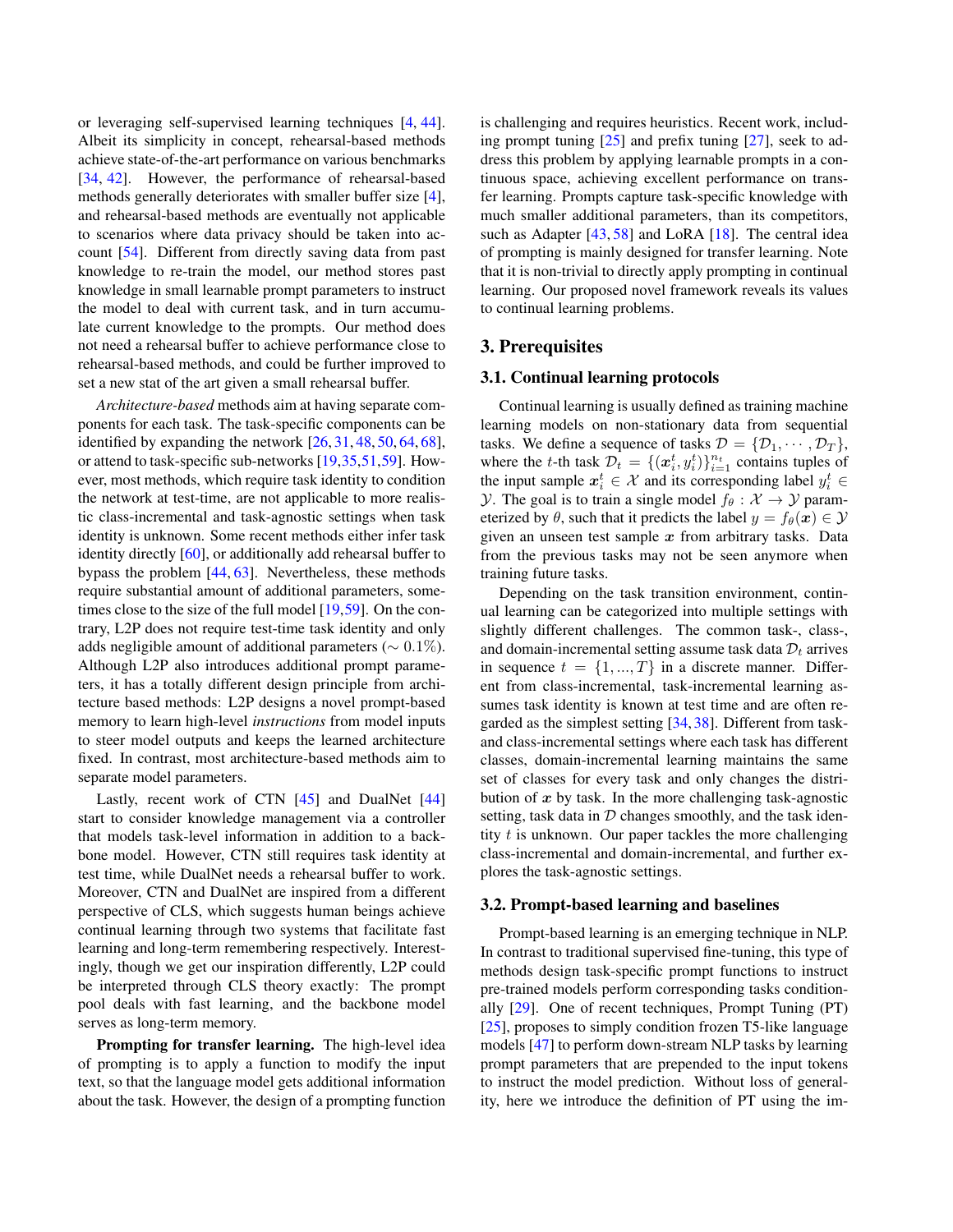or leveraging self-supervised learning techniques [4, 44]. Albeit its simplicity in concept, rehearsal-based methods achieve state-of-the-art performance on various benchmarks [34, 42]. However, the performance of rehearsal-based methods generally deteriorates with smaller buffer size [4], and rehearsal-based methods are eventually not applicable to scenarios where data privacy should be taken into account [54]. Different from directly saving data from past knowledge to re-train the model, our method stores past knowledge in small learnable prompt parameters to instruct the model to deal with current task, and in turn accumulate current knowledge to the prompts. Our method does not need a rehearsal buffer to achieve performance close to rehearsal-based methods, and could be further improved to set a new stat of the art given a small rehearsal buffer.

*Architecture-based* methods aim at having separate components for each task. The task-specific components can be identified by expanding the network [26, 31, 48, 50, 64, 68], or attend to task-specific sub-networks [19,35,51,59]. However, most methods, which require task identity to condition the network at test-time, are not applicable to more realistic class-incremental and task-agnostic settings when task identity is unknown. Some recent methods either infer task identity directly [60], or additionally add rehearsal buffer to bypass the problem [44, 63]. Nevertheless, these methods require substantial amount of additional parameters, sometimes close to the size of the full model [19,59]. On the contrary, L2P does not require test-time task identity and only adds negligible amount of additional parameters ($\sim 0.1\%$). Although L2P also introduces additional prompt parameters, it has a totally different design principle from architecture based methods: L2P designs a novel prompt-based memory to learn high-level *instructions* from model inputs to steer model outputs and keeps the learned architecture fixed. In contrast, most architecture-based methods aim to separate model parameters.

Lastly, recent work of CTN [45] and DualNet [44] start to consider knowledge management via a controller that models task-level information in addition to a backbone model. However, CTN still requires task identity at test time, while DualNet needs a rehearsal buffer to work. Moreover, CTN and DualNet are inspired from a different perspective of CLS, which suggests human beings achieve continual learning through two systems that facilitate fast learning and long-term remembering respectively. Interestingly, though we get our inspiration differently, L2P could be interpreted through CLS theory exactly: The prompt pool deals with fast learning, and the backbone model serves as long-term memory.

**Prompting for transfer learning.** The high-level idea of prompting is to apply a function to modify the input text, so that the language model gets additional information about the task. However, the design of a prompting function is challenging and requires heuristics. Recent work, including prompt tuning [25] and prefix tuning [27], seek to address this problem by applying learnable prompts in a continuous space, achieving excellent performance on transfer learning. Prompts capture task-specific knowledge with much smaller additional parameters, than its competitors, such as Adapter [43, 58] and LoRA [18]. The central idea of prompting is mainly designed for transfer learning. Note that it is non-trivial to directly apply prompting in continual learning. Our proposed novel framework reveals its values to continual learning problems.

## 3. Prerequisites

### 3.1. Continual learning protocols

Continual learning is usually defined as training machine learning models on non-stationary data from sequential tasks. We define a sequence of tasks $\mathcal{D} = \{\mathcal{D}_1, \cdots, \mathcal{D}_T\}$, where the $t$-th task $\mathcal{D}_t = \{(\boldsymbol{x}_i^t, y_i^t)\}_{i=1}^{n_t}$ contains tuples of the input sample $\boldsymbol{x}_i^t \in \mathcal{X}$ and its corresponding label $y_i^t \in \mathcal{Y}$. The goal is to train a single model $f_\theta : \mathcal{X} \to \mathcal{Y}$ parameterized by $\theta$, such that it predicts the label $y = f_\theta(\boldsymbol{x}) \in \mathcal{Y}$ given an unseen test sample $\boldsymbol{x}$ from arbitrary tasks. Data from the previous tasks may not be seen anymore when training future tasks.

Depending on the task transition environment, continual learning can be categorized into multiple settings with slightly different challenges. The common task-, class-, and domain-incremental setting assume task data $\mathcal{D}_t$ arrives in sequence $t = \{1, ..., T\}$ in a discrete manner. Different from class-incremental, task-incremental learning assumes task identity is known at test time and are often regarded as the simplest setting [34, 38]. Different from task- and class-incremental settings where each task has different classes, domain-incremental learning maintains the same set of classes for every task and only changes the distribution of $\boldsymbol{x}$ by task. In the more challenging task-agnostic setting, task data in $\mathcal{D}$ changes smoothly, and the task identity $t$ is unknown. Our paper tackles the more challenging class-incremental and domain-incremental, and further explores the task-agnostic settings.

### 3.2. Prompt-based learning and baselines

Prompt-based learning is an emerging technique in NLP. In contrast to traditional supervised fine-tuning, this type of methods design task-specific prompt functions to instruct pre-trained models perform corresponding tasks conditionally [29]. One of recent techniques, Prompt Tuning (PT) [25], proposes to simply condition frozen T5-like language models [47] to perform down-stream NLP tasks by learning prompt parameters that are prepended to the input tokens to instruct the model prediction. Without loss of generality, here we introduce the definition of PT using the im-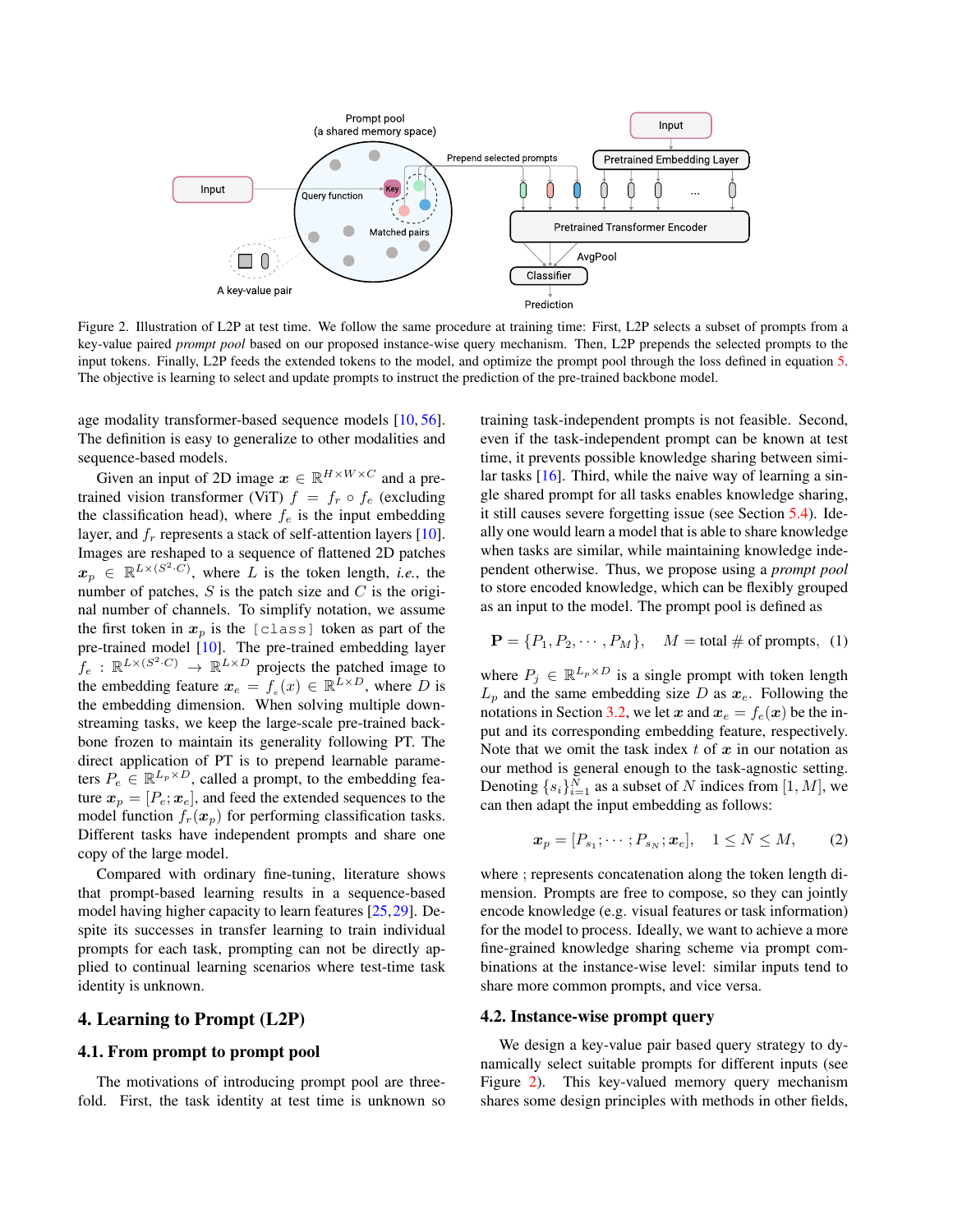Figure 2. Illustration of L2P at test time. We follow the same procedure at training time: First, L2P selects a subset of prompts from a key-value paired *prompt pool* based on our proposed instance-wise query mechanism. Then, L2P prepends the selected prompts to the input tokens. Finally, L2P feeds the extended tokens to the model, and optimize the prompt pool through the loss defined in equation 5. The objective is learning to select and update prompts to instruct the prediction of the pre-trained backbone model.

age modality transformer-based sequence models [10, 56]. The definition is easy to generalize to other modalities and sequence-based models.

Given an input of 2D image $\boldsymbol{x} \in \mathbb{R}^{H \times W \times C}$ and a pre-trained vision transformer (ViT) $f = f_r \circ f_e$ (excluding the classification head), where $f_e$ is the input embedding layer, and $f_r$ represents a stack of self-attention layers [10]. Images are reshaped to a sequence of flattened 2D patches $\boldsymbol{x}_p \in \mathbb{R}^{L \times (S^2 \cdot C)}$, where $L$ is the token length, *i.e.*, the number of patches, $S$ is the patch size and $C$ is the original number of channels. To simplify notation, we assume the first token in $\boldsymbol{x}_p$ is the `[class]` token as part of the pre-trained model [10]. The pre-trained embedding layer $f_e : \mathbb{R}^{L \times (S^2 \cdot C)} \rightarrow \mathbb{R}^{L \times D}$ projects the patched image to the embedding feature $\boldsymbol{x}_e = f_e(x) \in \mathbb{R}^{L \times D}$, where $D$ is the embedding dimension. When solving multiple downstreaming tasks, we keep the large-scale pre-trained backbone frozen to maintain its generality following PT. The direct application of PT is to prepend learnable parameters $P_e \in \mathbb{R}^{L_p \times D}$, called a prompt, to the embedding feature $\boldsymbol{x}_p = [P_e; \boldsymbol{x}_e]$, and feed the extended sequences to the model function $f_r(\boldsymbol{x}_p)$ for performing classification tasks. Different tasks have independent prompts and share one copy of the large model.

Compared with ordinary fine-tuning, literature shows that prompt-based learning results in a sequence-based model having higher capacity to learn features [25, 29]. Despite its successes in transfer learning to train individual prompts for each task, prompting can not be directly applied to continual learning scenarios where test-time task identity is unknown.

## 4. Learning to Prompt (L2P)

### 4.1. From prompt to prompt pool

The motivations of introducing prompt pool are threefold. First, the task identity at test time is unknown so training task-independent prompts is not feasible. Second, even if the task-independent prompt can be known at test time, it prevents possible knowledge sharing between similar tasks [16]. Third, while the naive way of learning a single shared prompt for all tasks enables knowledge sharing, it still causes severe forgetting issue (see Section 5.4). Ideally one would learn a model that is able to share knowledge when tasks are similar, while maintaining knowledge independent otherwise. Thus, we propose using a *prompt pool* to store encoded knowledge, which can be flexibly grouped as an input to the model. The prompt pool is defined as

$$\mathbf{P} = \{P_1, P_2, \cdots, P_M\}, \quad M = \text{total } \# \text{ of prompts}, \quad (1)$$

where $P_j \in \mathbb{R}^{L_p \times D}$ is a single prompt with token length $L_p$ and the same embedding size $D$ as $\boldsymbol{x}_e$. Following the notations in Section 3.2, we let $\boldsymbol{x}$ and $\boldsymbol{x}_e = f_e(\boldsymbol{x})$ be the input and its corresponding embedding feature, respectively. Note that we omit the task index $t$ of $\boldsymbol{x}$ in our notation as our method is general enough to the task-agnostic setting. Denoting $\{s_i\}_{i=1}^{N}$ as a subset of $N$ indices from $[1, M]$, we can then adapt the input embedding as follows:

$$\boldsymbol{x}_p = [P_{s_1}; \cdots; P_{s_N}; \boldsymbol{x}_e], \quad 1 \leq N \leq M, \quad (2)$$

where ; represents concatenation along the token length dimension. Prompts are free to compose, so they can jointly encode knowledge (e.g. visual features or task information) for the model to process. Ideally, we want to achieve a more fine-grained knowledge sharing scheme via prompt combinations at the instance-wise level: similar inputs tend to share more common prompts, and vice versa.

### 4.2. Instance-wise prompt query

We design a key-value pair based query strategy to dynamically select suitable prompts for different inputs (see Figure 2). This key-valued memory query mechanism shares some design principles with methods in other fields,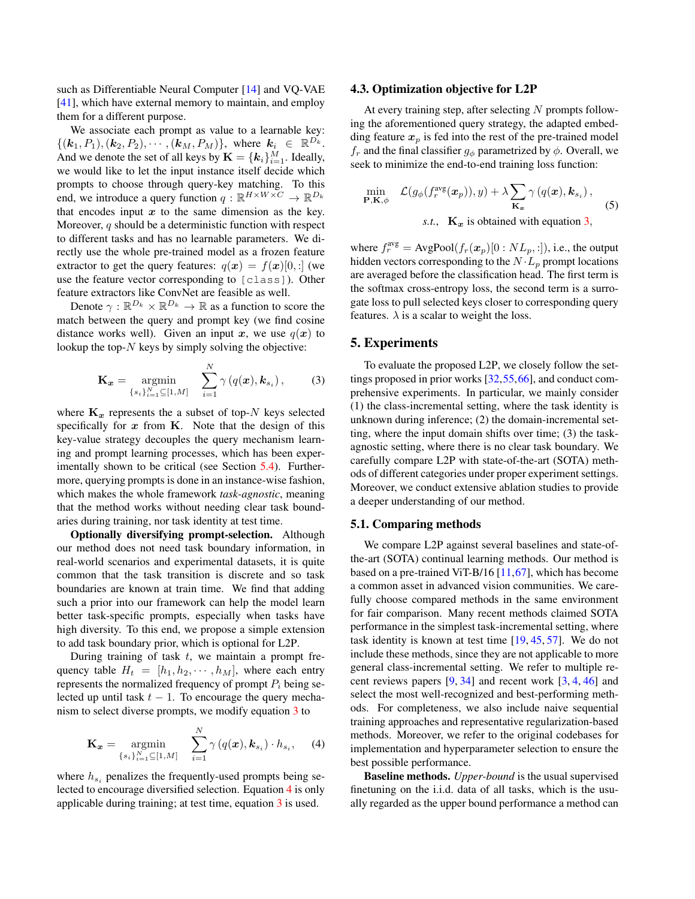such as Differentiable Neural Computer [14] and VQ-VAE [41], which have external memory to maintain, and employ them for a different purpose.

We associate each prompt as value to a learnable key: $\{(\boldsymbol{k}_1, P_1), (\boldsymbol{k}_2, P_2), \cdots, (\boldsymbol{k}_M, P_M)\}$, where $\boldsymbol{k}_i \in \mathbb{R}^{D_k}$. And we denote the set of all keys by $\mathbf{K} = \{\boldsymbol{k}_i\}_{i=1}^{M}$. Ideally, we would like to let the input instance itself decide which prompts to choose through query-key matching. To this end, we introduce a query function $q : \mathbb{R}^{H \times W \times C} \rightarrow \mathbb{R}^{D_k}$ that encodes input $\boldsymbol{x}$ to the same dimension as the key. Moreover, $q$ should be a deterministic function with respect to different tasks and has no learnable parameters. We directly use the whole pre-trained model as a frozen feature extractor to get the query features: $q(\boldsymbol{x}) = f(\boldsymbol{x})[0, :]$ (we use the feature vector corresponding to `[class]`). Other feature extractors like ConvNet are feasible as well.

Denote $\gamma : \mathbb{R}^{D_k} \times \mathbb{R}^{D_k} \rightarrow \mathbb{R}$ as a function to score the match between the query and prompt key (we find cosine distance works well). Given an input $\boldsymbol{x}$, we use $q(\boldsymbol{x})$ to lookup the top-$N$ keys by simply solving the objective:

$$\mathbf{K}_{\boldsymbol{x}} = \underset{\{s_i\}_{i=1}^{N} \subseteq [1, M]}{\operatorname{argmin}} \sum_{i=1}^{N} \gamma\left(q(\boldsymbol{x}), \boldsymbol{k}_{s_i}\right), \tag{3}$$

where $\mathbf{K}_{\boldsymbol{x}}$ represents the a subset of top-$N$ keys selected specifically for $\boldsymbol{x}$ from $\mathbf{K}$. Note that the design of this key-value strategy decouples the query mechanism learning and prompt learning processes, which has been experimentally shown to be critical (see Section 5.4). Furthermore, querying prompts is done in an instance-wise fashion, which makes the whole framework *task-agnostic*, meaning that the method works without needing clear task boundaries during training, nor task identity at test time.

**Optionally diversifying prompt-selection.** Although our method does not need task boundary information, in real-world scenarios and experimental datasets, it is quite common that the task transition is discrete and so task boundaries are known at train time. We find that adding such a prior into our framework can help the model learn better task-specific prompts, especially when tasks have high diversity. To this end, we propose a simple extension to add task boundary prior, which is optional for L2P.

During training of task $t$, we maintain a prompt frequency table $H_t = [h_1, h_2, \cdots, h_M]$, where each entry represents the normalized frequency of prompt $P_i$ being selected up until task $t-1$. To encourage the query mechanism to select diverse prompts, we modify equation 3 to

$$\mathbf{K}_{\boldsymbol{x}} = \underset{\{s_i\}_{i=1}^{N} \subseteq [1, M]}{\operatorname{argmin}} \sum_{i=1}^{N} \gamma\left(q(\boldsymbol{x}), \boldsymbol{k}_{s_i}\right) \cdot h_{s_i}, \tag{4}$$

where $h_{s_i}$ penalizes the frequently-used prompts being selected to encourage diversified selection. Equation 4 is only applicable during training; at test time, equation 3 is used.

### 4.3. Optimization objective for L2P

At every training step, after selecting $N$ prompts following the aforementioned query strategy, the adapted embedding feature $\boldsymbol{x}_p$ is fed into the rest of the pre-trained model $f_r$ and the final classifier $g_\phi$ parametrized by $\phi$. Overall, we seek to minimize the end-to-end training loss function:

$$\min_{\mathbf{P}, \mathbf{K}, \phi} \mathcal{L}(g_\phi(f_r^{\text{avg}}(\boldsymbol{x}_p)), y) + \lambda \sum_{\mathbf{K}_{\boldsymbol{x}}} \gamma\left(q(\boldsymbol{x}), \boldsymbol{k}_{s_i}\right),$$
$$\text{s.t.,} \quad \mathbf{K}_{\boldsymbol{x}} \text{ is obtained with equation 3,} \tag{5}$$

where $f_r^{\text{avg}} = \text{AvgPool}(f_r(\boldsymbol{x}_p)[0 : NL_p, :])$, i.e., the output hidden vectors corresponding to the $N \cdot L_p$ prompt locations are averaged before the classification head. The first term is the softmax cross-entropy loss, the second term is a surrogate loss to pull selected keys closer to corresponding query features. $\lambda$ is a scalar to weight the loss.

## 5. Experiments

To evaluate the proposed L2P, we closely follow the settings proposed in prior works [32,55,66], and conduct comprehensive experiments. In particular, we mainly consider (1) the class-incremental setting, where the task identity is unknown during inference; (2) the domain-incremental setting, where the input domain shifts over time; (3) the task-agnostic setting, where there is no clear task boundary. We carefully compare L2P with state-of-the-art (SOTA) methods of different categories under proper experiment settings. Moreover, we conduct extensive ablation studies to provide a deeper understanding of our method.

### 5.1. Comparing methods

We compare L2P against several baselines and state-of-the-art (SOTA) continual learning methods. Our method is based on a pre-trained ViT-B/16 [11,67], which has become a common asset in advanced vision communities. We carefully choose compared methods in the same environment for fair comparison. Many recent methods claimed SOTA performance in the simplest task-incremental setting, where task identity is known at test time [19, 45, 57]. We do not include these methods, since they are not applicable to more general class-incremental setting. We refer to multiple recent reviews papers [9, 34] and recent work [3, 4, 46] and select the most well-recognized and best-performing methods. For completeness, we also include naive sequential training approaches and representative regularization-based methods. Moreover, we refer to the original codebases for implementation and hyperparameter selection to ensure the best possible performance.

**Baseline methods.** *Upper-bound* is the usual supervised finetuning on the i.i.d. data of all tasks, which is the usually regarded as the upper bound performance a method can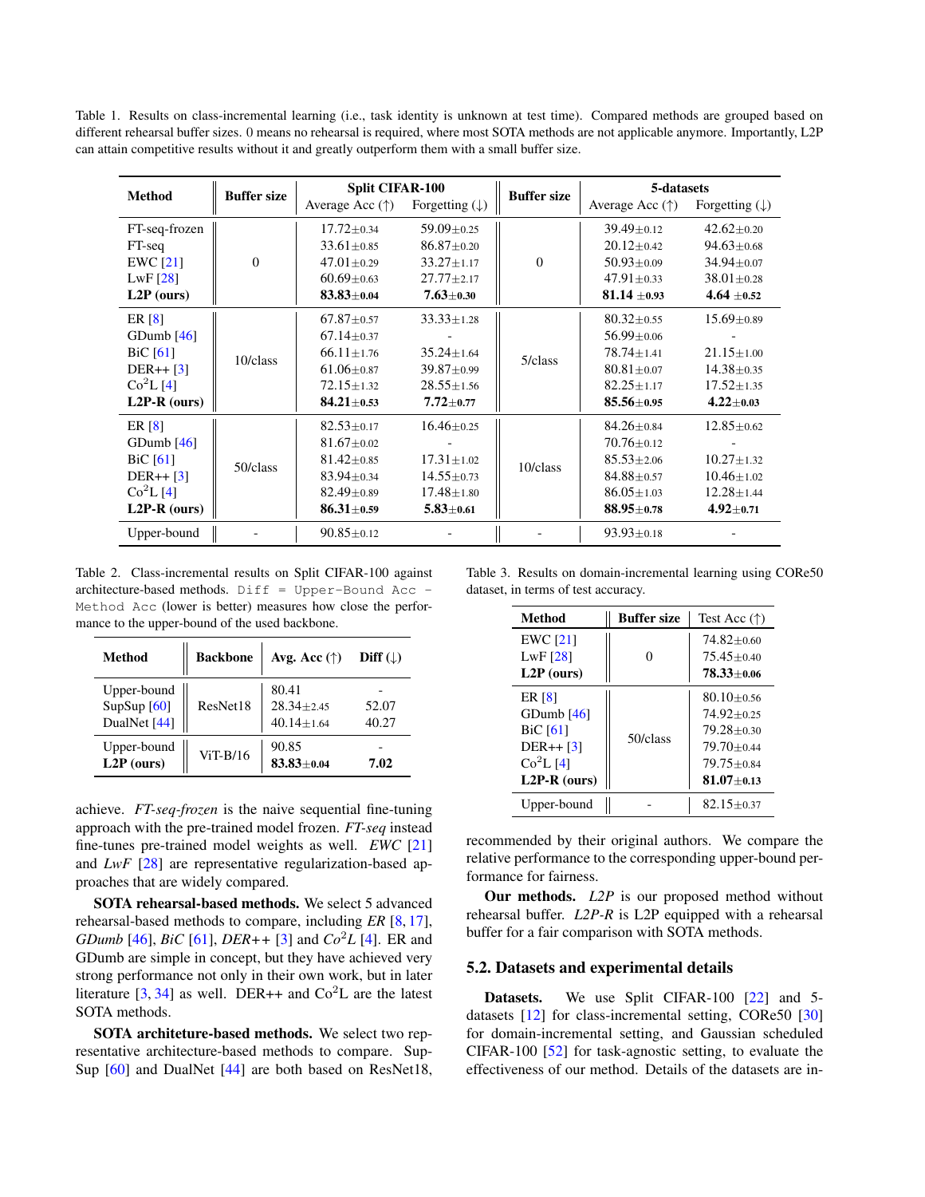Table 1. Results on class-incremental learning (i.e., task identity is unknown at test time). Compared methods are grouped based on different rehearsal buffer sizes. 0 means no rehearsal is required, where most SOTA methods are not applicable anymore. Importantly, L2P can attain competitive results without it and greatly outperform them with a small buffer size.

| Method | Buffer size | Split CIFAR-100 | | Buffer size | 5-datasets | |
|---|---|---|---|---|---|---|
| | | Average Acc (↑) | Forgetting (↓) | | Average Acc (↑) | Forgetting (↓) |
| FT-seq-frozen | 0 | 17.72±0.34 | 59.09±0.25 | 0 | 39.49±0.12 | 42.62±0.20 |
| FT-seq | 0 | 33.61±0.85 | 86.87±0.20 | 0 | 20.12±0.42 | 94.63±0.68 |
| EWC [21] | 0 | 47.01±0.29 | 33.27±1.17 | 0 | 50.93±0.09 | 34.94±0.07 |
| LwF [28] | 0 | 60.69±0.63 | 27.77±2.17 | 0 | 47.91±0.33 | 38.01±0.28 |
| **L2P (ours)** | 0 | **83.83**±0.04 | **7.63**±0.30 | 0 | **81.14** ±0.93 | **4.64** ±0.52 |
| ER [8] | 10/class | 67.87±0.57 | 33.33±1.28 | 5/class | 80.32±0.55 | 15.69±0.89 |
| GDumb [46] | 10/class | 67.14±0.37 | - | 5/class | 56.99±0.06 | - |
| BiC [61] | 10/class | 66.11±1.76 | 35.24±1.64 | 5/class | 78.74±1.41 | 21.15±1.00 |
| DER++ [3] | 10/class | 61.06±0.87 | 39.87±0.99 | 5/class | 80.81±0.07 | 14.38±0.35 |
| Co$^2$L [4] | 10/class | 72.15±1.32 | 28.55±1.56 | 5/class | 82.25±1.17 | 17.52±1.35 |
| **L2P-R (ours)** | 10/class | **84.21**±0.53 | **7.72**±0.77 | 5/class | **85.56**±0.95 | **4.22**±0.03 |
| ER [8] | 50/class | 82.53±0.17 | 16.46±0.25 | 10/class | 84.26±0.84 | 12.85±0.62 |
| GDumb [46] | 50/class | 81.67±0.02 | - | 10/class | 70.76±0.12 | - |
| BiC [61] | 50/class | 81.42±0.85 | 17.31±1.02 | 10/class | 85.53±2.06 | 10.27±1.32 |
| DER++ [3] | 50/class | 83.94±0.34 | 14.55±0.73 | 10/class | 84.88±0.57 | 10.46±1.02 |
| Co$^2$L [4] | 50/class | 82.49±0.89 | 17.48±1.80 | 10/class | 86.05±1.03 | 12.28±1.44 |
| **L2P-R (ours)** | 50/class | **86.31**±0.59 | **5.83**±0.61 | 10/class | **88.95**±0.78 | **4.92**±0.71 |
| Upper-bound | - | 90.85±0.12 | - | - | 93.93±0.18 | - |

Table 2. Class-incremental results on Split CIFAR-100 against architecture-based methods. `Diff = Upper-Bound Acc - Method Acc` (lower is better) measures how close the performance to the upper-bound of the used backbone.

| Method | Backbone | Avg. Acc (↑) | Diff (↓) |
|---|---|---|---|
| Upper-bound | ResNet18 | 80.41 | - |
| SupSup [60] | ResNet18 | 28.34±2.45 | 52.07 |
| DualNet [44] | ResNet18 | 40.14±1.64 | 40.27 |
| Upper-bound | ViT-B/16 | 90.85 | - |
| **L2P (ours)** | ViT-B/16 | **83.83**±0.04 | **7.02** |

achieve. *FT-seq-frozen* is the naive sequential fine-tuning approach with the pre-trained model frozen. *FT-seq* instead fine-tunes pre-trained model weights as well. *EWC* [21] and *LwF* [28] are representative regularization-based approaches that are widely compared.

**SOTA rehearsal-based methods.** We select 5 advanced rehearsal-based methods to compare, including *ER* [8, 17], *GDumb* [46], *BiC* [61], *DER++* [3] and *Co$^2$L* [4]. ER and GDumb are simple in concept, but they have achieved very strong performance not only in their own work, but in later literature [3, 34] as well. DER++ and Co$^2$L are the latest SOTA methods.

**SOTA architeture-based methods.** We select two representative architecture-based methods to compare. SupSup [60] and DualNet [44] are both based on ResNet18, recommended by their original authors. We compare the relative performance to the corresponding upper-bound performance for fairness.

Table 3. Results on domain-incremental learning using CORe50 dataset, in terms of test accuracy.

| Method | Buffer size | Test Acc (↑) |
|---|---|---|
| EWC [21] | 0 | 74.82±0.60 |
| LwF [28] | 0 | 75.45±0.40 |
| **L2P (ours)** | 0 | **78.33**±0.06 |
| ER [8] | 50/class | 80.10±0.56 |
| GDumb [46] | 50/class | 74.92±0.25 |
| BiC [61] | 50/class | 79.28±0.30 |
| DER++ [3] | 50/class | 79.70±0.44 |
| Co$^2$L [4] | 50/class | 79.75±0.84 |
| **L2P-R (ours)** | 50/class | **81.07**±0.13 |
| Upper-bound | - | 82.15±0.37 |

**Our methods.** *L2P* is our proposed method without rehearsal buffer. *L2P-R* is L2P equipped with a rehearsal buffer for a fair comparison with SOTA methods.

## 5.2. Datasets and experimental details

**Datasets.** We use Split CIFAR-100 [22] and 5-datasets [12] for class-incremental setting, CORe50 [30] for domain-incremental setting, and Gaussian scheduled CIFAR-100 [52] for task-agnostic setting, to evaluate the effectiveness of our method. Details of the datasets are in-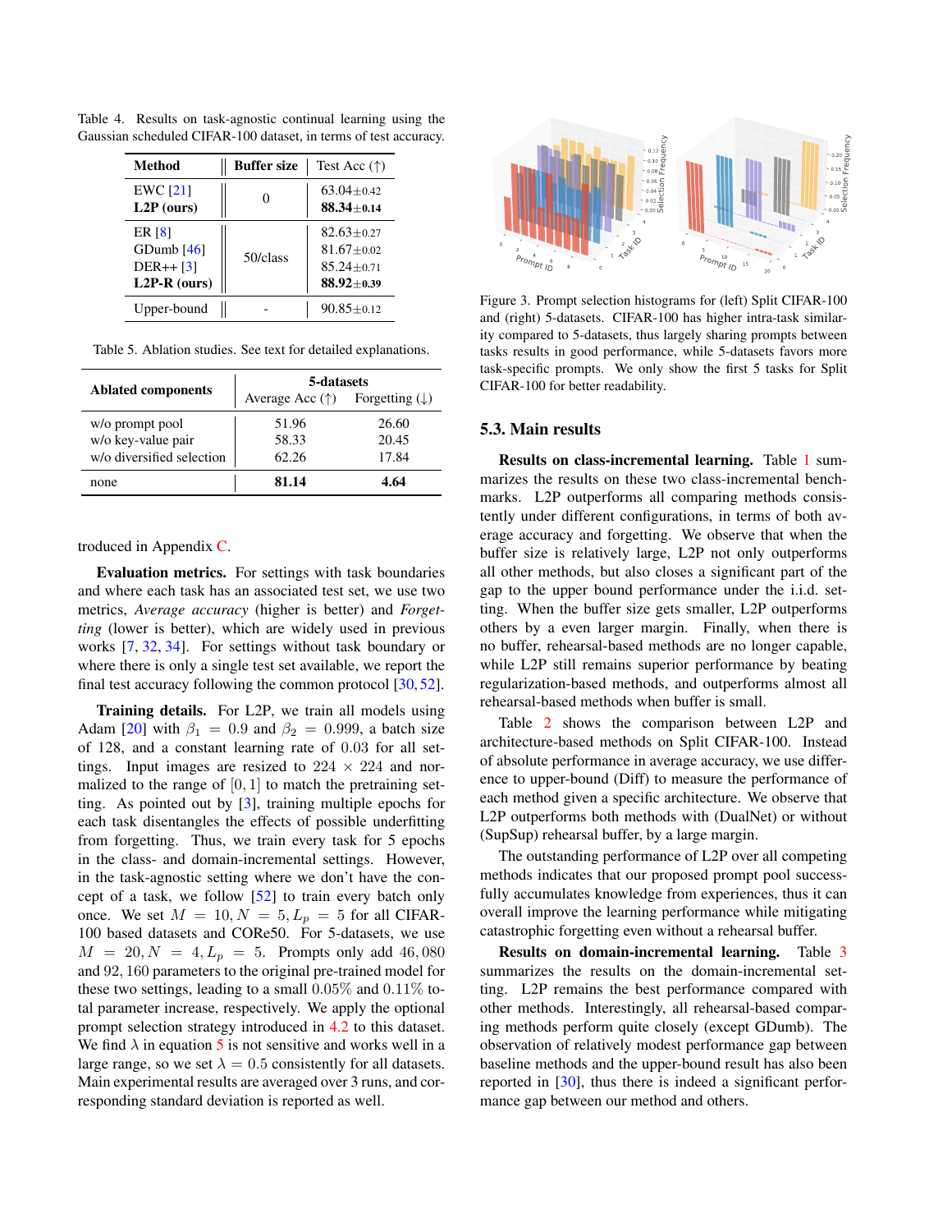Table 4. Results on task-agnostic continual learning using the Gaussian scheduled CIFAR-100 dataset, in terms of test accuracy.

| Method | Buffer size | Test Acc (↑) |
|---|---|---|
| EWC [21] | 0 | 63.04±0.42 |
| **L2P (ours)** | | **88.34±0.14** |
| ER [8] | 50/class | 82.63±0.27 |
| GDumb [46] | | 81.67±0.02 |
| DER++ [3] | | 85.24±0.71 |
| **L2P-R (ours)** | | **88.92±0.39** |
| Upper-bound | - | 90.85±0.12 |

Table 5. Ablation studies. See text for detailed explanations.

| Ablated components | 5-datasets | |
|---|---|---|
| | Average Acc (↑) | Forgetting (↓) |
| w/o prompt pool | 51.96 | 26.60 |
| w/o key-value pair | 58.33 | 20.45 |
| w/o diversified selection | 62.26 | 17.84 |
| none | **81.14** | **4.64** |

troduced in Appendix C.

**Evaluation metrics.** For settings with task boundaries and where each task has an associated test set, we use two metrics, *Average accuracy* (higher is better) and *Forgetting* (lower is better), which are widely used in previous works [7, 32, 34]. For settings without task boundary or where there is only a single test set available, we report the final test accuracy following the common protocol [30, 52].

**Training details.** For L2P, we train all models using Adam [20] with $\beta_1 = 0.9$ and $\beta_2 = 0.999$, a batch size of 128, and a constant learning rate of 0.03 for all settings. Input images are resized to $224 \times 224$ and normalized to the range of $[0, 1]$ to match the pretraining setting. As pointed out by [3], training multiple epochs for each task disentangles the effects of possible underfitting from forgetting. Thus, we train every task for 5 epochs in the class- and domain-incremental settings. However, in the task-agnostic setting where we don't have the concept of a task, we follow [52] to train every batch only once. We set $M = 10, N = 5, L_p = 5$ for all CIFAR-100 based datasets and CORe50. For 5-datasets, we use $M = 20, N = 4, L_p = 5$. Prompts only add $46,080$ and $92,160$ parameters to the original pre-trained model for these two settings, leading to a small $0.05\%$ and $0.11\%$ total parameter increase, respectively. We apply the optional prompt selection strategy introduced in 4.2 to this dataset. We find $\lambda$ in equation 5 is not sensitive and works well in a large range, so we set $\lambda = 0.5$ consistently for all datasets. Main experimental results are averaged over 3 runs, and corresponding standard deviation is reported as well.

Figure 3. Prompt selection histograms for (left) Split CIFAR-100 and (right) 5-datasets. CIFAR-100 has higher intra-task similarity compared to 5-datasets, thus largely sharing prompts between tasks results in good performance, while 5-datasets favors more task-specific prompts. We only show the first 5 tasks for Split CIFAR-100 for better readability.

### 5.3. Main results

**Results on class-incremental learning.** Table 1 summarizes the results on these two class-incremental benchmarks. L2P outperforms all comparing methods consistently under different configurations, in terms of both average accuracy and forgetting. We observe that when the buffer size is relatively large, L2P not only outperforms all other methods, but also closes a significant part of the gap to the upper bound performance under the i.i.d. setting. When the buffer size gets smaller, L2P outperforms others by a even larger margin. Finally, when there is no buffer, rehearsal-based methods are no longer capable, while L2P still remains superior performance by beating regularization-based methods, and outperforms almost all rehearsal-based methods when buffer is small.

Table 2 shows the comparison between L2P and architecture-based methods on Split CIFAR-100. Instead of absolute performance in average accuracy, we use difference to upper-bound (Diff) to measure the performance of each method given a specific architecture. We observe that L2P outperforms both methods with (DualNet) or without (SupSup) rehearsal buffer, by a large margin.

The outstanding performance of L2P over all competing methods indicates that our proposed prompt pool successfully accumulates knowledge from experiences, thus it can overall improve the learning performance while mitigating catastrophic forgetting even without a rehearsal buffer.

**Results on domain-incremental learning.** Table 3 summarizes the results on the domain-incremental setting. L2P remains the best performance compared with other methods. Interestingly, all rehearsal-based comparing methods perform quite closely (except GDumb). The observation of relatively modest performance gap between baseline methods and the upper-bound result has also been reported in [30], thus there is indeed a significant performance gap between our method and others.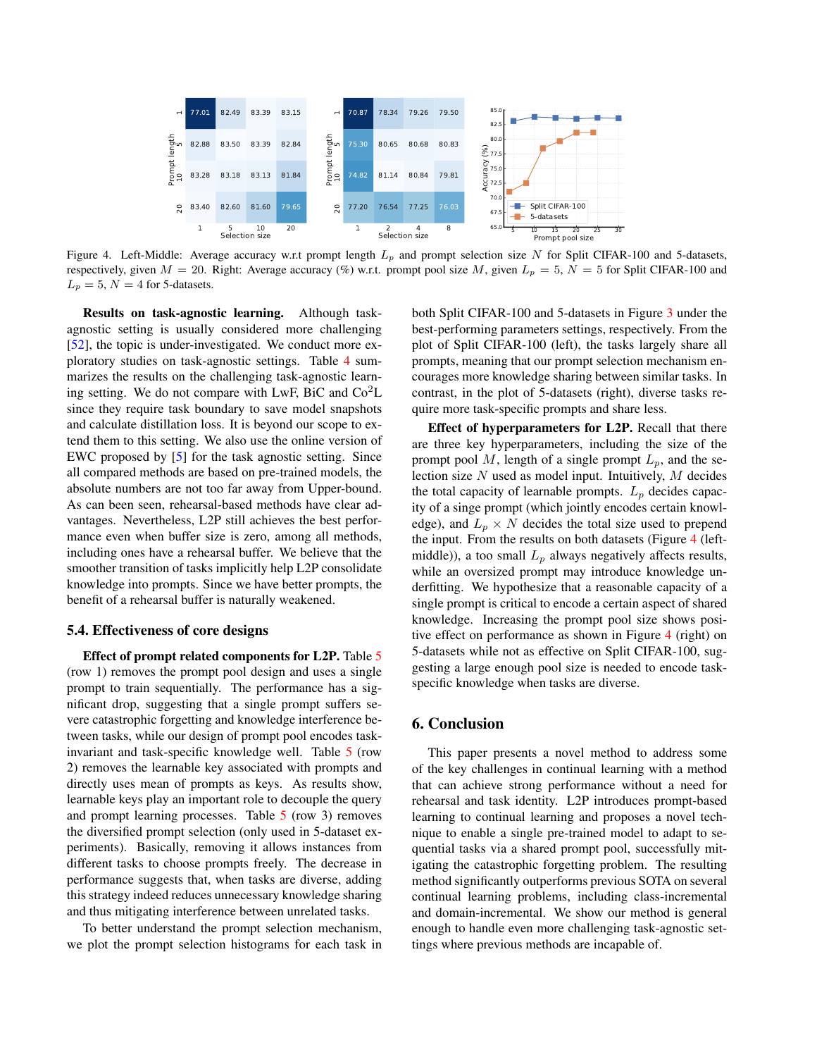Figure 4. Left-Middle: Average accuracy w.r.t prompt length $L_p$ and prompt selection size $N$ for Split CIFAR-100 and 5-datasets, respectively, given $M = 20$. Right: Average accuracy (%) w.r.t. prompt pool size $M$, given $L_p = 5$, $N = 5$ for Split CIFAR-100 and $L_p = 5$, $N = 4$ for 5-datasets.

**Results on task-agnostic learning.** Although task-agnostic setting is usually considered more challenging [52], the topic is under-investigated. We conduct more exploratory studies on task-agnostic settings. Table 4 summarizes the results on the challenging task-agnostic learning setting. We do not compare with LwF, BiC and Co$^2$L since they require task boundary to save model snapshots and calculate distillation loss. It is beyond our scope to extend them to this setting. We also use the online version of EWC proposed by [5] for the task agnostic setting. Since all compared methods are based on pre-trained models, the absolute numbers are not too far away from Upper-bound. As can been seen, rehearsal-based methods have clear advantages. Nevertheless, L2P still achieves the best performance even when buffer size is zero, among all methods, including ones have a rehearsal buffer. We believe that the smoother transition of tasks implicitly help L2P consolidate knowledge into prompts. Since we have better prompts, the benefit of a rehearsal buffer is naturally weakened.

## 5.4. Effectiveness of core designs

**Effect of prompt related components for L2P.** Table 5 (row 1) removes the prompt pool design and uses a single prompt to train sequentially. The performance has a significant drop, suggesting that a single prompt suffers severe catastrophic forgetting and knowledge interference between tasks, while our design of prompt pool encodes task-invariant and task-specific knowledge well. Table 5 (row 2) removes the learnable key associated with prompts and directly uses mean of prompts as keys. As results show, learnable keys play an important role to decouple the query and prompt learning processes. Table 5 (row 3) removes the diversified prompt selection (only used in 5-dataset experiments). Basically, removing it allows instances from different tasks to choose prompts freely. The decrease in performance suggests that, when tasks are diverse, adding this strategy indeed reduces unnecessary knowledge sharing and thus mitigating interference between unrelated tasks.

To better understand the prompt selection mechanism, we plot the prompt selection histograms for each task in both Split CIFAR-100 and 5-datasets in Figure 3 under the best-performing parameters settings, respectively. From the plot of Split CIFAR-100 (left), the tasks largely share all prompts, meaning that our prompt selection mechanism encourages more knowledge sharing between similar tasks. In contrast, in the plot of 5-datasets (right), diverse tasks require more task-specific prompts and share less.

**Effect of hyperparameters for L2P.** Recall that there are three key hyperparameters, including the size of the prompt pool $M$, length of a single prompt $L_p$, and the selection size $N$ used as model input. Intuitively, $M$ decides the total capacity of learnable prompts. $L_p$ decides capacity of a singe prompt (which jointly encodes certain knowledge), and $L_p \times N$ decides the total size used to prepend the input. From the results on both datasets (Figure 4 (left-middle)), a too small $L_p$ always negatively affects results, while an oversized prompt may introduce knowledge underfitting. We hypothesize that a reasonable capacity of a single prompt is critical to encode a certain aspect of shared knowledge. Increasing the prompt pool size shows positive effect on performance as shown in Figure 4 (right) on 5-datasets while not as effective on Split CIFAR-100, suggesting a large enough pool size is needed to encode task-specific knowledge when tasks are diverse.

# 6. Conclusion

This paper presents a novel method to address some of the key challenges in continual learning with a method that can achieve strong performance without a need for rehearsal and task identity. L2P introduces prompt-based learning to continual learning and proposes a novel technique to enable a single pre-trained model to adapt to sequential tasks via a shared prompt pool, successfully mitigating the catastrophic forgetting problem. The resulting method significantly outperforms previous SOTA on several continual learning problems, including class-incremental and domain-incremental. We show our method is general enough to handle even more challenging task-agnostic settings where previous methods are incapable of.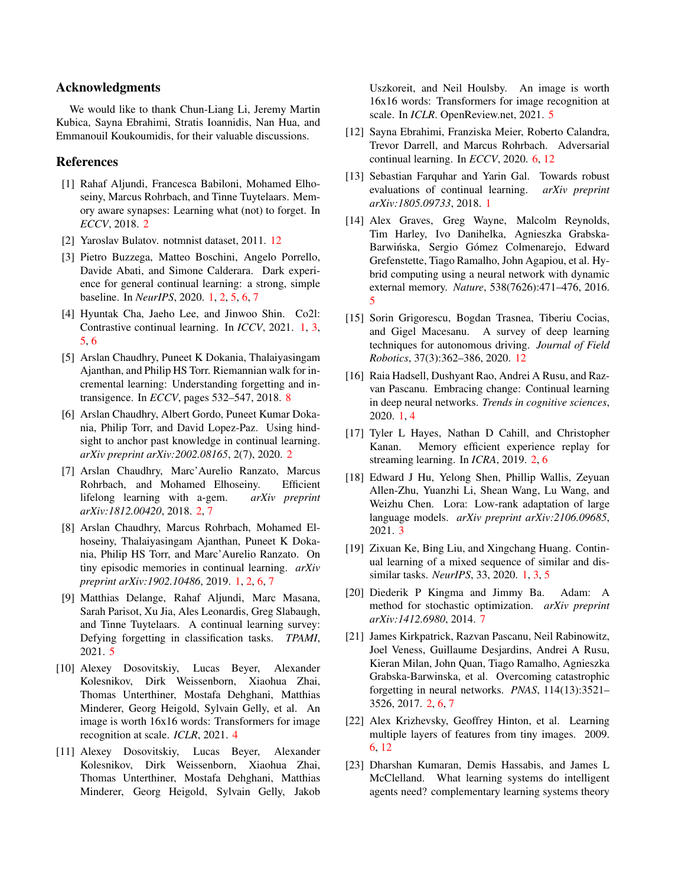## Acknowledgments

We would like to thank Chun-Liang Li, Jeremy Martin Kubica, Sayna Ebrahimi, Stratis Ioannidis, Nan Hua, and Emmanouil Koukoumidis, for their valuable discussions.

## References

[1] Rahaf Aljundi, Francesca Babiloni, Mohamed Elhoseiny, Marcus Rohrbach, and Tinne Tuytelaars. Memory aware synapses: Learning what (not) to forget. In *ECCV*, 2018. 2

[2] Yaroslav Bulatov. notmnist dataset, 2011. 12

[3] Pietro Buzzega, Matteo Boschini, Angelo Porrello, Davide Abati, and Simone Calderara. Dark experience for general continual learning: a strong, simple baseline. In *NeurIPS*, 2020. 1, 2, 5, 6, 7

[4] Hyuntak Cha, Jaeho Lee, and Jinwoo Shin. Co2l: Contrastive continual learning. In *ICCV*, 2021. 1, 3, 5, 6

[5] Arslan Chaudhry, Puneet K Dokania, Thalaiyasingam Ajanthan, and Philip HS Torr. Riemannian walk for incremental learning: Understanding forgetting and intransigence. In *ECCV*, pages 532–547, 2018. 8

[6] Arslan Chaudhry, Albert Gordo, Puneet Kumar Dokania, Philip Torr, and David Lopez-Paz. Using hindsight to anchor past knowledge in continual learning. *arXiv preprint arXiv:2002.08165*, 2(7), 2020. 2

[7] Arslan Chaudhry, Marc'Aurelio Ranzato, Marcus Rohrbach, and Mohamed Elhoseiny. Efficient lifelong learning with a-gem. *arXiv preprint arXiv:1812.00420*, 2018. 2, 7

[8] Arslan Chaudhry, Marcus Rohrbach, Mohamed Elhoseiny, Thalaiyasingam Ajanthan, Puneet K Dokania, Philip HS Torr, and Marc'Aurelio Ranzato. On tiny episodic memories in continual learning. *arXiv preprint arXiv:1902.10486*, 2019. 1, 2, 6, 7

[9] Matthias Delange, Rahaf Aljundi, Marc Masana, Sarah Parisot, Xu Jia, Ales Leonardis, Greg Slabaugh, and Tinne Tuytelaars. A continual learning survey: Defying forgetting in classification tasks. *TPAMI*, 2021. 5

[10] Alexey Dosovitskiy, Lucas Beyer, Alexander Kolesnikov, Dirk Weissenborn, Xiaohua Zhai, Thomas Unterthiner, Mostafa Dehghani, Matthias Minderer, Georg Heigold, Sylvain Gelly, et al. An image is worth 16x16 words: Transformers for image recognition at scale. *ICLR*, 2021. 4

[11] Alexey Dosovitskiy, Lucas Beyer, Alexander Kolesnikov, Dirk Weissenborn, Xiaohua Zhai, Thomas Unterthiner, Mostafa Dehghani, Matthias Minderer, Georg Heigold, Sylvain Gelly, Jakob Uszkoreit, and Neil Houlsby. An image is worth 16x16 words: Transformers for image recognition at scale. In *ICLR*. OpenReview.net, 2021. 5

[12] Sayna Ebrahimi, Franziska Meier, Roberto Calandra, Trevor Darrell, and Marcus Rohrbach. Adversarial continual learning. In *ECCV*, 2020. 6, 12

[13] Sebastian Farquhar and Yarin Gal. Towards robust evaluations of continual learning. *arXiv preprint arXiv:1805.09733*, 2018. 1

[14] Alex Graves, Greg Wayne, Malcolm Reynolds, Tim Harley, Ivo Danihelka, Agnieszka Grabska-Barwińska, Sergio Gómez Colmenarejo, Edward Grefenstette, Tiago Ramalho, John Agapiou, et al. Hybrid computing using a neural network with dynamic external memory. *Nature*, 538(7626):471–476, 2016. 5

[15] Sorin Grigorescu, Bogdan Trasnea, Tiberiu Cocias, and Gigel Macesanu. A survey of deep learning techniques for autonomous driving. *Journal of Field Robotics*, 37(3):362–386, 2020. 12

[16] Raia Hadsell, Dushyant Rao, Andrei A Rusu, and Razvan Pascanu. Embracing change: Continual learning in deep neural networks. *Trends in cognitive sciences*, 2020. 1, 4

[17] Tyler L Hayes, Nathan D Cahill, and Christopher Kanan. Memory efficient experience replay for streaming learning. In *ICRA*, 2019. 2, 6

[18] Edward J Hu, Yelong Shen, Phillip Wallis, Zeyuan Allen-Zhu, Yuanzhi Li, Shean Wang, Lu Wang, and Weizhu Chen. Lora: Low-rank adaptation of large language models. *arXiv preprint arXiv:2106.09685*, 2021. 3

[19] Zixuan Ke, Bing Liu, and Xingchang Huang. Continual learning of a mixed sequence of similar and dissimilar tasks. *NeurIPS*, 33, 2020. 1, 3, 5

[20] Diederik P Kingma and Jimmy Ba. Adam: A method for stochastic optimization. *arXiv preprint arXiv:1412.6980*, 2014. 7

[21] James Kirkpatrick, Razvan Pascanu, Neil Rabinowitz, Joel Veness, Guillaume Desjardins, Andrei A Rusu, Kieran Milan, John Quan, Tiago Ramalho, Agnieszka Grabska-Barwinska, et al. Overcoming catastrophic forgetting in neural networks. *PNAS*, 114(13):3521–3526, 2017. 2, 6, 7

[22] Alex Krizhevsky, Geoffrey Hinton, et al. Learning multiple layers of features from tiny images. 2009. 6, 12

[23] Dharshan Kumaran, Demis Hassabis, and James L McClelland. What learning systems do intelligent agents need? complementary learning systems theory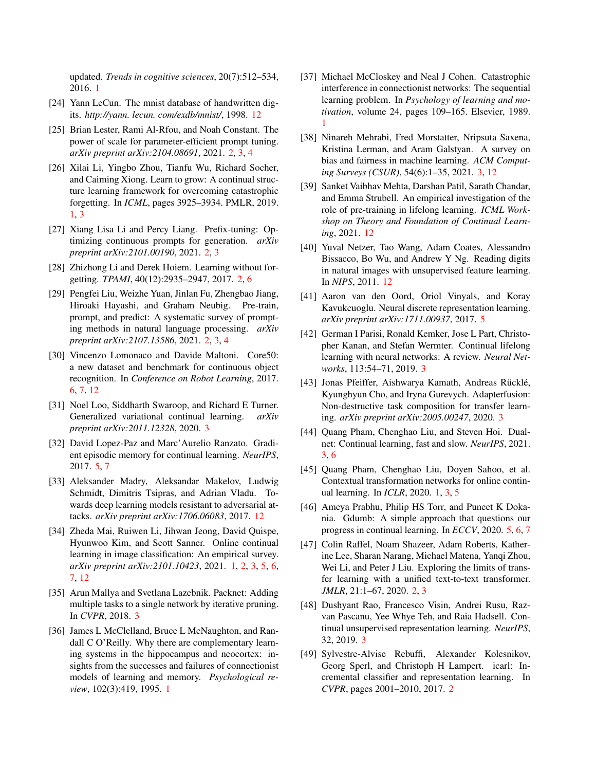updated. *Trends in cognitive sciences*, 20(7):512–534, 2016. 1

[24] Yann LeCun. The mnist database of handwritten digits. *http://yann. lecun. com/exdb/mnist/*, 1998. 12

[25] Brian Lester, Rami Al-Rfou, and Noah Constant. The power of scale for parameter-efficient prompt tuning. *arXiv preprint arXiv:2104.08691*, 2021. 2, 3, 4

[26] Xilai Li, Yingbo Zhou, Tianfu Wu, Richard Socher, and Caiming Xiong. Learn to grow: A continual structure learning framework for overcoming catastrophic forgetting. In *ICML*, pages 3925–3934. PMLR, 2019. 1, 3

[27] Xiang Lisa Li and Percy Liang. Prefix-tuning: Optimizing continuous prompts for generation. *arXiv preprint arXiv:2101.00190*, 2021. 2, 3

[28] Zhizhong Li and Derek Hoiem. Learning without forgetting. *TPAMI*, 40(12):2935–2947, 2017. 2, 6

[29] Pengfei Liu, Weizhe Yuan, Jinlan Fu, Zhengbao Jiang, Hiroaki Hayashi, and Graham Neubig. Pre-train, prompt, and predict: A systematic survey of prompting methods in natural language processing. *arXiv preprint arXiv:2107.13586*, 2021. 2, 3, 4

[30] Vincenzo Lomonaco and Davide Maltoni. Core50: a new dataset and benchmark for continuous object recognition. In *Conference on Robot Learning*, 2017. 6, 7, 12

[31] Noel Loo, Siddharth Swaroop, and Richard E Turner. Generalized variational continual learning. *arXiv preprint arXiv:2011.12328*, 2020. 3

[32] David Lopez-Paz and Marc'Aurelio Ranzato. Gradient episodic memory for continual learning. *NeurIPS*, 2017. 5, 7

[33] Aleksander Madry, Aleksandar Makelov, Ludwig Schmidt, Dimitris Tsipras, and Adrian Vladu. Towards deep learning models resistant to adversarial attacks. *arXiv preprint arXiv:1706.06083*, 2017. 12

[34] Zheda Mai, Ruiwen Li, Jihwan Jeong, David Quispe, Hyunwoo Kim, and Scott Sanner. Online continual learning in image classification: An empirical survey. *arXiv preprint arXiv:2101.10423*, 2021. 1, 2, 3, 5, 6, 7, 12

[35] Arun Mallya and Svetlana Lazebnik. Packnet: Adding multiple tasks to a single network by iterative pruning. In *CVPR*, 2018. 3

[36] James L McClelland, Bruce L McNaughton, and Randall C O'Reilly. Why there are complementary learning systems in the hippocampus and neocortex: insights from the successes and failures of connectionist models of learning and memory. *Psychological review*, 102(3):419, 1995. 1

[37] Michael McCloskey and Neal J Cohen. Catastrophic interference in connectionist networks: The sequential learning problem. In *Psychology of learning and motivation*, volume 24, pages 109–165. Elsevier, 1989. 1

[38] Ninareh Mehrabi, Fred Morstatter, Nripsuta Saxena, Kristina Lerman, and Aram Galstyan. A survey on bias and fairness in machine learning. *ACM Computing Surveys (CSUR)*, 54(6):1–35, 2021. 3, 12

[39] Sanket Vaibhav Mehta, Darshan Patil, Sarath Chandar, and Emma Strubell. An empirical investigation of the role of pre-training in lifelong learning. *ICML Workshop on Theory and Foundation of Continual Learning*, 2021. 12

[40] Yuval Netzer, Tao Wang, Adam Coates, Alessandro Bissacco, Bo Wu, and Andrew Y Ng. Reading digits in natural images with unsupervised feature learning. In *NIPS*, 2011. 12

[41] Aaron van den Oord, Oriol Vinyals, and Koray Kavukcuoglu. Neural discrete representation learning. *arXiv preprint arXiv:1711.00937*, 2017. 5

[42] German I Parisi, Ronald Kemker, Jose L Part, Christopher Kanan, and Stefan Wermter. Continual lifelong learning with neural networks: A review. *Neural Networks*, 113:54–71, 2019. 3

[43] Jonas Pfeiffer, Aishwarya Kamath, Andreas Rücklé, Kyunghyun Cho, and Iryna Gurevych. Adapterfusion: Non-destructive task composition for transfer learning. *arXiv preprint arXiv:2005.00247*, 2020. 3

[44] Quang Pham, Chenghao Liu, and Steven Hoi. Dualnet: Continual learning, fast and slow. *NeurIPS*, 2021. 3, 6

[45] Quang Pham, Chenghao Liu, Doyen Sahoo, et al. Contextual transformation networks for online continual learning. In *ICLR*, 2020. 1, 3, 5

[46] Ameya Prabhu, Philip HS Torr, and Puneet K Dokania. Gdumb: A simple approach that questions our progress in continual learning. In *ECCV*, 2020. 5, 6, 7

[47] Colin Raffel, Noam Shazeer, Adam Roberts, Katherine Lee, Sharan Narang, Michael Matena, Yanqi Zhou, Wei Li, and Peter J Liu. Exploring the limits of transfer learning with a unified text-to-text transformer. *JMLR*, 21:1–67, 2020. 2, 3

[48] Dushyant Rao, Francesco Visin, Andrei Rusu, Razvan Pascanu, Yee Whye Teh, and Raia Hadsell. Continual unsupervised representation learning. *NeurIPS*, 32, 2019. 3

[49] Sylvestre-Alvise Rebuffi, Alexander Kolesnikov, Georg Sperl, and Christoph H Lampert. icarl: Incremental classifier and representation learning. In *CVPR*, pages 2001–2010, 2017. 2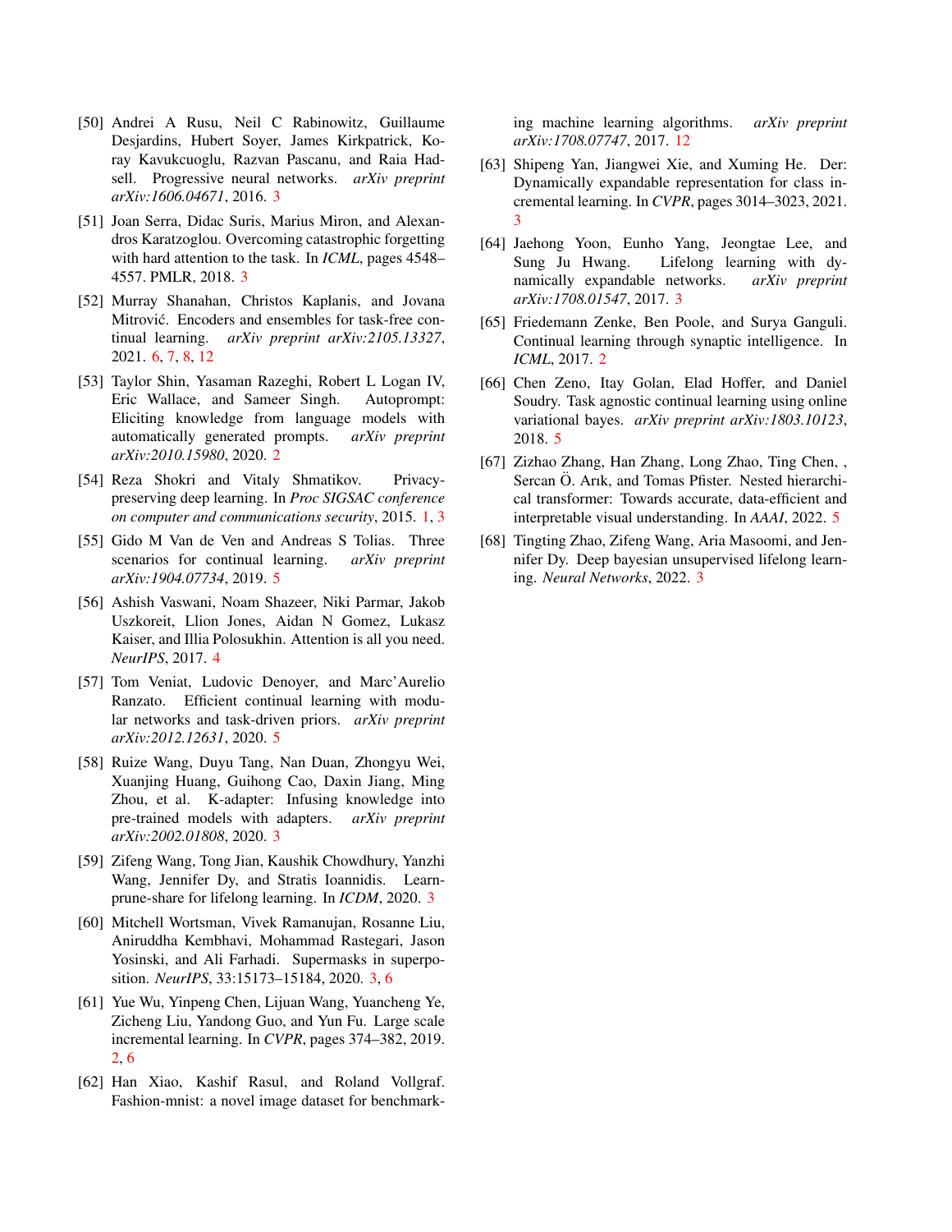[50] Andrei A Rusu, Neil C Rabinowitz, Guillaume Desjardins, Hubert Soyer, James Kirkpatrick, Koray Kavukcuoglu, Razvan Pascanu, and Raia Hadsell. Progressive neural networks. *arXiv preprint arXiv:1606.04671*, 2016. 3

[51] Joan Serra, Didac Suris, Marius Miron, and Alexandros Karatzoglou. Overcoming catastrophic forgetting with hard attention to the task. In *ICML*, pages 4548–4557. PMLR, 2018. 3

[52] Murray Shanahan, Christos Kaplanis, and Jovana Mitrović. Encoders and ensembles for task-free continual learning. *arXiv preprint arXiv:2105.13327*, 2021. 6, 7, 8, 12

[53] Taylor Shin, Yasaman Razeghi, Robert L Logan IV, Eric Wallace, and Sameer Singh. Autoprompt: Eliciting knowledge from language models with automatically generated prompts. *arXiv preprint arXiv:2010.15980*, 2020. 2

[54] Reza Shokri and Vitaly Shmatikov. Privacy-preserving deep learning. In *Proc SIGSAC conference on computer and communications security*, 2015. 1, 3

[55] Gido M Van de Ven and Andreas S Tolias. Three scenarios for continual learning. *arXiv preprint arXiv:1904.07734*, 2019. 5

[56] Ashish Vaswani, Noam Shazeer, Niki Parmar, Jakob Uszkoreit, Llion Jones, Aidan N Gomez, Lukasz Kaiser, and Illia Polosukhin. Attention is all you need. *NeurIPS*, 2017. 4

[57] Tom Veniat, Ludovic Denoyer, and Marc'Aurelio Ranzato. Efficient continual learning with modular networks and task-driven priors. *arXiv preprint arXiv:2012.12631*, 2020. 5

[58] Ruize Wang, Duyu Tang, Nan Duan, Zhongyu Wei, Xuanjing Huang, Guihong Cao, Daxin Jiang, Ming Zhou, et al. K-adapter: Infusing knowledge into pre-trained models with adapters. *arXiv preprint arXiv:2002.01808*, 2020. 3

[59] Zifeng Wang, Tong Jian, Kaushik Chowdhury, Yanzhi Wang, Jennifer Dy, and Stratis Ioannidis. Learn-prune-share for lifelong learning. In *ICDM*, 2020. 3

[60] Mitchell Wortsman, Vivek Ramanujan, Rosanne Liu, Aniruddha Kembhavi, Mohammad Rastegari, Jason Yosinski, and Ali Farhadi. Supermasks in superposition. *NeurIPS*, 33:15173–15184, 2020. 3, 6

[61] Yue Wu, Yinpeng Chen, Lijuan Wang, Yuancheng Ye, Zicheng Liu, Yandong Guo, and Yun Fu. Large scale incremental learning. In *CVPR*, pages 374–382, 2019. 2, 6

[62] Han Xiao, Kashif Rasul, and Roland Vollgraf. Fashion-mnist: a novel image dataset for benchmarking machine learning algorithms. *arXiv preprint arXiv:1708.07747*, 2017. 12

[63] Shipeng Yan, Jiangwei Xie, and Xuming He. Der: Dynamically expandable representation for class incremental learning. In *CVPR*, pages 3014–3023, 2021. 3

[64] Jaehong Yoon, Eunho Yang, Jeongtae Lee, and Sung Ju Hwang. Lifelong learning with dynamically expandable networks. *arXiv preprint arXiv:1708.01547*, 2017. 3

[65] Friedemann Zenke, Ben Poole, and Surya Ganguli. Continual learning through synaptic intelligence. In *ICML*, 2017. 2

[66] Chen Zeno, Itay Golan, Elad Hoffer, and Daniel Soudry. Task agnostic continual learning using online variational bayes. *arXiv preprint arXiv:1803.10123*, 2018. 5

[67] Zizhao Zhang, Han Zhang, Long Zhao, Ting Chen, , Sercan Ö. Arık, and Tomas Pfister. Nested hierarchical transformer: Towards accurate, data-efficient and interpretable visual understanding. In *AAAI*, 2022. 5

[68] Tingting Zhao, Zifeng Wang, Aria Masoomi, and Jennifer Dy. Deep bayesian unsupervised lifelong learning. *Neural Networks*, 2022. 3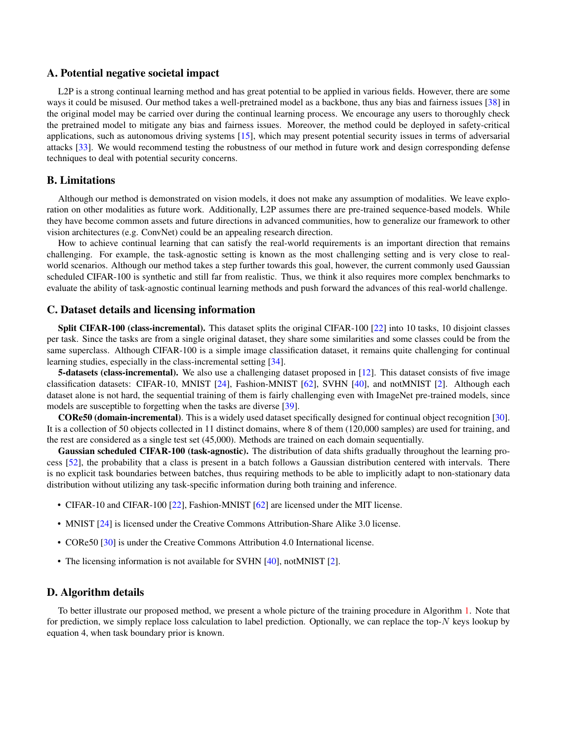## A. Potential negative societal impact

L2P is a strong continual learning method and has great potential to be applied in various fields. However, there are some ways it could be misused. Our method takes a well-pretrained model as a backbone, thus any bias and fairness issues [38] in the original model may be carried over during the continual learning process. We encourage any users to thoroughly check the pretrained model to mitigate any bias and fairness issues. Moreover, the method could be deployed in safety-critical applications, such as autonomous driving systems [15], which may present potential security issues in terms of adversarial attacks [33]. We would recommend testing the robustness of our method in future work and design corresponding defense techniques to deal with potential security concerns.

## B. Limitations

Although our method is demonstrated on vision models, it does not make any assumption of modalities. We leave exploration on other modalities as future work. Additionally, L2P assumes there are pre-trained sequence-based models. While they have become common assets and future directions in advanced communities, how to generalize our framework to other vision architectures (e.g. ConvNet) could be an appealing research direction.

How to achieve continual learning that can satisfy the real-world requirements is an important direction that remains challenging. For example, the task-agnostic setting is known as the most challenging setting and is very close to real-world scenarios. Although our method takes a step further towards this goal, however, the current commonly used Gaussian scheduled CIFAR-100 is synthetic and still far from realistic. Thus, we think it also requires more complex benchmarks to evaluate the ability of task-agnostic continual learning methods and push forward the advances of this real-world challenge.

## C. Dataset details and licensing information

**Split CIFAR-100 (class-incremental).** This dataset splits the original CIFAR-100 [22] into 10 tasks, 10 disjoint classes per task. Since the tasks are from a single original dataset, they share some similarities and some classes could be from the same superclass. Although CIFAR-100 is a simple image classification dataset, it remains quite challenging for continual learning studies, especially in the class-incremental setting [34].

**5-datasets (class-incremental).** We also use a challenging dataset proposed in [12]. This dataset consists of five image classification datasets: CIFAR-10, MNIST [24], Fashion-MNIST [62], SVHN [40], and notMNIST [2]. Although each dataset alone is not hard, the sequential training of them is fairly challenging even with ImageNet pre-trained models, since models are susceptible to forgetting when the tasks are diverse [39].

**CORe50 (domain-incremental)**. This is a widely used dataset specifically designed for continual object recognition [30]. It is a collection of 50 objects collected in 11 distinct domains, where 8 of them (120,000 samples) are used for training, and the rest are considered as a single test set (45,000). Methods are trained on each domain sequentially.

**Gaussian scheduled CIFAR-100 (task-agnostic).** The distribution of data shifts gradually throughout the learning process [52], the probability that a class is present in a batch follows a Gaussian distribution centered with intervals. There is no explicit task boundaries between batches, thus requiring methods to be able to implicitly adapt to non-stationary data distribution without utilizing any task-specific information during both training and inference.

- CIFAR-10 and CIFAR-100 [22], Fashion-MNIST [62] are licensed under the MIT license.
- MNIST [24] is licensed under the Creative Commons Attribution-Share Alike 3.0 license.
- CORe50 [30] is under the Creative Commons Attribution 4.0 International license.
- The licensing information is not available for SVHN [40], notMNIST [2].

## D. Algorithm details

To better illustrate our proposed method, we present a whole picture of the training procedure in Algorithm 1. Note that for prediction, we simply replace loss calculation to label prediction. Optionally, we can replace the top-$N$ keys lookup by equation 4, when task boundary prior is known.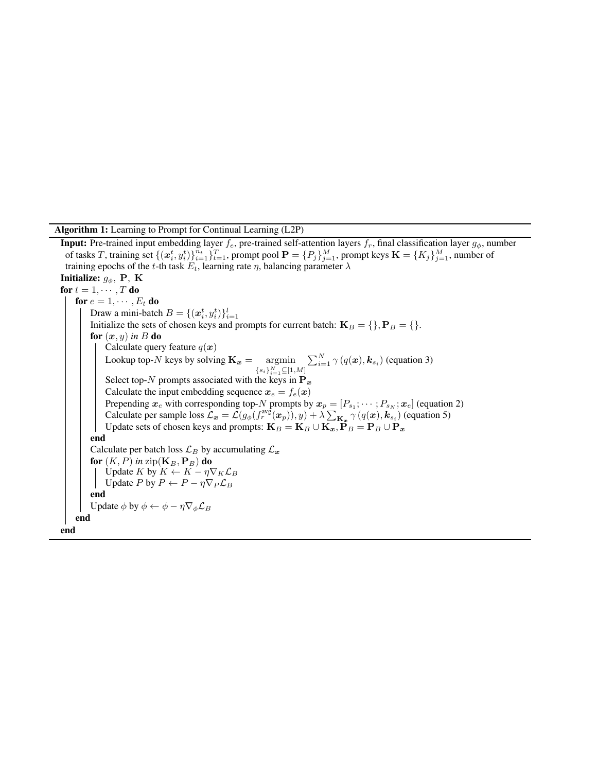**Algorithm 1:** Learning to Prompt for Continual Learning (L2P)

**Input:** Pre-trained input embedding layer $f_e$, pre-trained self-attention layers $f_r$, final classification layer $g_\phi$, number of tasks $T$, training set $\{(\boldsymbol{x}_i^t, y_i^t)\}_{i=1}^{n_t}\}_{t=1}^{T}$, prompt pool $\mathbf{P} = \{P_j\}_{j=1}^{M}$, prompt keys $\mathbf{K} = \{K_j\}_{j=1}^{M}$, number of training epochs of the $t$-th task $E_t$, learning rate $\eta$, balancing parameter $\lambda$

**Initialize:** $g_\phi$, $\mathbf{P}$, $\mathbf{K}$

**for** $t = 1, \cdots, T$ **do**

&nbsp;&nbsp;&nbsp;&nbsp;**for** $e = 1, \cdots, E_t$ **do**

&nbsp;&nbsp;&nbsp;&nbsp;&nbsp;&nbsp;&nbsp;&nbsp;Draw a mini-batch $B = \{(\boldsymbol{x}_i^t, y_i^t)\}_{i=1}^{l}$

&nbsp;&nbsp;&nbsp;&nbsp;&nbsp;&nbsp;&nbsp;&nbsp;Initialize the sets of chosen keys and prompts for current batch: $\mathbf{K}_B = \{\}, \mathbf{P}_B = \{\}$.

&nbsp;&nbsp;&nbsp;&nbsp;&nbsp;&nbsp;&nbsp;&nbsp;**for** $(\boldsymbol{x}, y)$ *in* $B$ **do**

&nbsp;&nbsp;&nbsp;&nbsp;&nbsp;&nbsp;&nbsp;&nbsp;&nbsp;&nbsp;&nbsp;&nbsp;Calculate query feature $q(\boldsymbol{x})$

&nbsp;&nbsp;&nbsp;&nbsp;&nbsp;&nbsp;&nbsp;&nbsp;&nbsp;&nbsp;&nbsp;&nbsp;Lookup top-$N$ keys by solving $\mathbf{K}_{\boldsymbol{x}} = \underset{\{s_i\}_{i=1}^{N} \subseteq [1,M]}{\operatorname{argmin}} \sum_{i=1}^{N} \gamma\left(q(\boldsymbol{x}), \boldsymbol{k}_{s_i}\right)$ (equation 3)

&nbsp;&nbsp;&nbsp;&nbsp;&nbsp;&nbsp;&nbsp;&nbsp;&nbsp;&nbsp;&nbsp;&nbsp;Select top-$N$ prompts associated with the keys in $\mathbf{P}_{\boldsymbol{x}}$

&nbsp;&nbsp;&nbsp;&nbsp;&nbsp;&nbsp;&nbsp;&nbsp;&nbsp;&nbsp;&nbsp;&nbsp;Calculate the input embedding sequence $\boldsymbol{x}_e = f_e(\boldsymbol{x})$

&nbsp;&nbsp;&nbsp;&nbsp;&nbsp;&nbsp;&nbsp;&nbsp;&nbsp;&nbsp;&nbsp;&nbsp;Prepending $\boldsymbol{x}_e$ with corresponding top-$N$ prompts by $\boldsymbol{x}_p = [P_{s_1}; \cdots ; P_{s_N}; \boldsymbol{x}_e]$ (equation 2)

&nbsp;&nbsp;&nbsp;&nbsp;&nbsp;&nbsp;&nbsp;&nbsp;&nbsp;&nbsp;&nbsp;&nbsp;Calculate per sample loss $\mathcal{L}_{\boldsymbol{x}} = \mathcal{L}(g_\phi(f_r^{\text{avg}}(\boldsymbol{x}_p)), y) + \lambda \sum_{\mathbf{K}_{\boldsymbol{x}}} \gamma\left(q(\boldsymbol{x}), \boldsymbol{k}_{s_i}\right)$ (equation 5)

&nbsp;&nbsp;&nbsp;&nbsp;&nbsp;&nbsp;&nbsp;&nbsp;&nbsp;&nbsp;&nbsp;&nbsp;Update sets of chosen keys and prompts: $\mathbf{K}_B = \mathbf{K}_B \cup \mathbf{K}_{\boldsymbol{x}}, \mathbf{P}_B = \mathbf{P}_B \cup \mathbf{P}_{\boldsymbol{x}}$

&nbsp;&nbsp;&nbsp;&nbsp;&nbsp;&nbsp;&nbsp;&nbsp;**end**

&nbsp;&nbsp;&nbsp;&nbsp;&nbsp;&nbsp;&nbsp;&nbsp;Calculate per batch loss $\mathcal{L}_B$ by accumulating $\mathcal{L}_{\boldsymbol{x}}$

&nbsp;&nbsp;&nbsp;&nbsp;&nbsp;&nbsp;&nbsp;&nbsp;**for** $(K, P)$ *in* $\operatorname{zip}(\mathbf{K}_B, \mathbf{P}_B)$ **do**

&nbsp;&nbsp;&nbsp;&nbsp;&nbsp;&nbsp;&nbsp;&nbsp;&nbsp;&nbsp;&nbsp;&nbsp;Update $K$ by $K \leftarrow K - \eta \nabla_K \mathcal{L}_B$

&nbsp;&nbsp;&nbsp;&nbsp;&nbsp;&nbsp;&nbsp;&nbsp;&nbsp;&nbsp;&nbsp;&nbsp;Update $P$ by $P \leftarrow P - \eta \nabla_P \mathcal{L}_B$

&nbsp;&nbsp;&nbsp;&nbsp;&nbsp;&nbsp;&nbsp;&nbsp;**end**

&nbsp;&nbsp;&nbsp;&nbsp;&nbsp;&nbsp;&nbsp;&nbsp;Update $\phi$ by $\phi \leftarrow \phi - \eta \nabla_\phi \mathcal{L}_B$

&nbsp;&nbsp;&nbsp;&nbsp;**end**

**end**